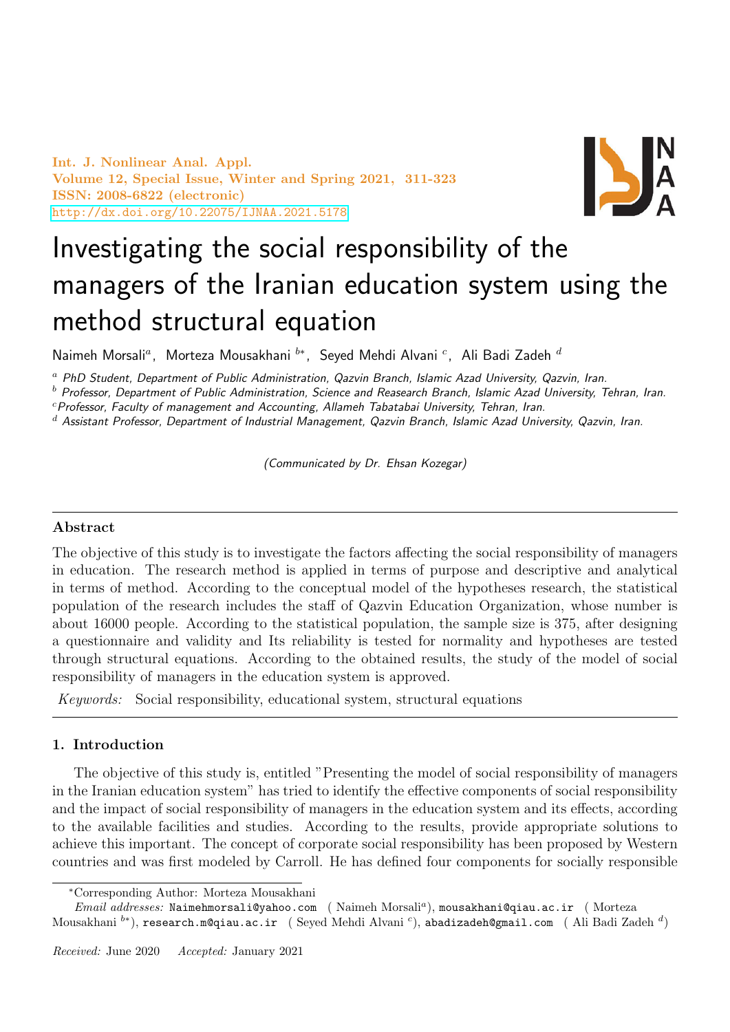# Investigating the social responsibility of the managers of the Iranian education system using the method structural equation

Naimeh Morsali[a], Morteza Mousakhani [b*], Seyed Mehdi Alvani [c], Ali Badi Zadeh [d]

[a] *PhD Student, Department of Public Administration, Qazvin Branch, Islamic Azad University, Qazvin, Iran.*

[b] *Professor, Department of Public Administration, Science and Reasearch Branch, Islamic Azad University, Tehran, Iran.*

[c] *Professor, Faculty of management and Accounting, Allameh Tabatabai University, Tehran, Iran.*

[d] *Assistant Professor, Department of Industrial Management, Qazvin Branch, Islamic Azad University, Qazvin, Iran.*

(Communicated by Dr. Ehsan Kozegar)

## Abstract

The objective of this study is to investigate the factors affecting the social responsibility of managers in education. The research method is applied in terms of purpose and descriptive and analytical in terms of method. According to the conceptual model of the hypotheses research, the statistical population of the research includes the staff of Qazvin Education Organization, whose number is about 16000 people. According to the statistical population, the sample size is 375, after designing a questionnaire and validity and Its reliability is tested for normality and hypotheses are tested through structural equations. According to the obtained results, the study of the model of social responsibility of managers in the education system is approved.

*Keywords:* Social responsibility, educational system, structural equations

## 1. Introduction

The objective of this study is, entitled "Presenting the model of social responsibility of managers in the Iranian education system" has tried to identify the effective components of social responsibility and the impact of social responsibility of managers in the education system and its effects, according to the available facilities and studies. According to the results, provide appropriate solutions to achieve this important. The concept of corporate social responsibility has been proposed by Western countries and was first modeled by Carroll. He has defined four components for socially responsible

---

*Corresponding Author: Morteza Mousakhani

*Email addresses:* Naimehmorsali@yahoo.com (Naimeh Morsali[a]), mousakhani@qiau.ac.ir (Morteza Mousakhani [b*]), research.m@qiau.ac.ir (Seyed Mehdi Alvani [c]), abadizadeh@gmail.com (Ali Badi Zadeh [d])

*Received:* June 2020 *Accepted:* January 2021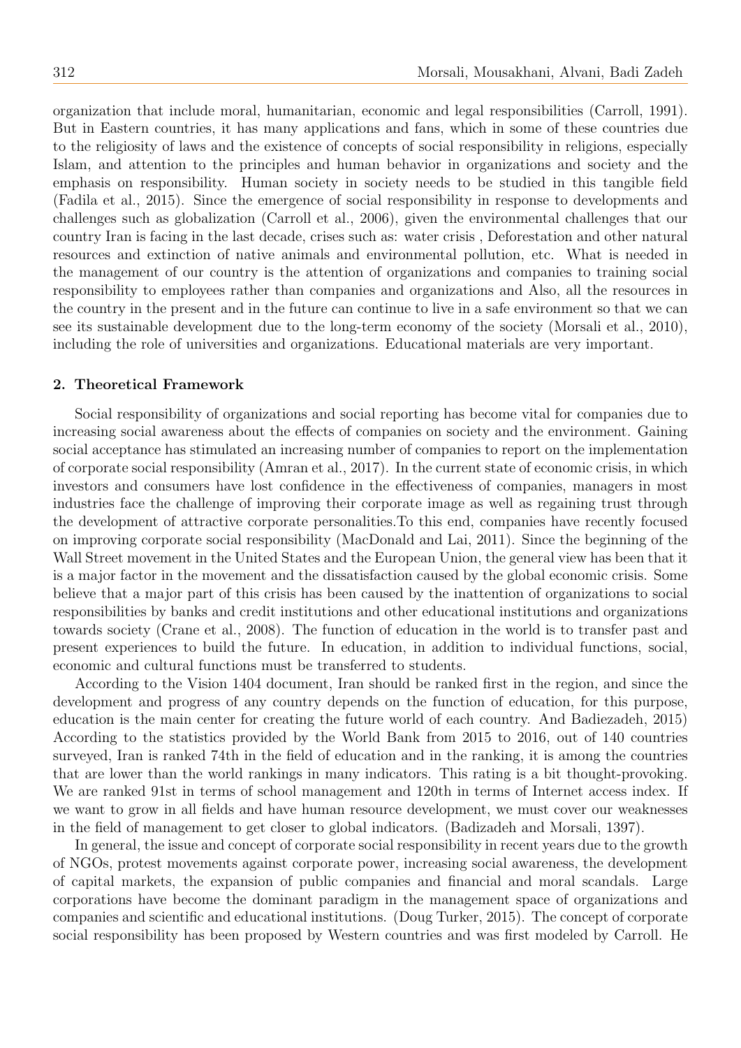organization that include moral, humanitarian, economic and legal responsibilities (Carroll, 1991). But in Eastern countries, it has many applications and fans, which in some of these countries due to the religiosity of laws and the existence of concepts of social responsibility in religions, especially Islam, and attention to the principles and human behavior in organizations and society and the emphasis on responsibility. Human society in society needs to be studied in this tangible field (Fadila et al., 2015). Since the emergence of social responsibility in response to developments and challenges such as globalization (Carroll et al., 2006), given the environmental challenges that our country Iran is facing in the last decade, crises such as: water crisis , Deforestation and other natural resources and extinction of native animals and environmental pollution, etc. What is needed in the management of our country is the attention of organizations and companies to training social responsibility to employees rather than companies and organizations and Also, all the resources in the country in the present and in the future can continue to live in a safe environment so that we can see its sustainable development due to the long-term economy of the society (Morsali et al., 2010), including the role of universities and organizations. Educational materials are very important.

## 2. Theoretical Framework

Social responsibility of organizations and social reporting has become vital for companies due to increasing social awareness about the effects of companies on society and the environment. Gaining social acceptance has stimulated an increasing number of companies to report on the implementation of corporate social responsibility (Amran et al., 2017). In the current state of economic crisis, in which investors and consumers have lost confidence in the effectiveness of companies, managers in most industries face the challenge of improving their corporate image as well as regaining trust through the development of attractive corporate personalities.To this end, companies have recently focused on improving corporate social responsibility (MacDonald and Lai, 2011). Since the beginning of the Wall Street movement in the United States and the European Union, the general view has been that it is a major factor in the movement and the dissatisfaction caused by the global economic crisis. Some believe that a major part of this crisis has been caused by the inattention of organizations to social responsibilities by banks and credit institutions and other educational institutions and organizations towards society (Crane et al., 2008). The function of education in the world is to transfer past and present experiences to build the future. In education, in addition to individual functions, social, economic and cultural functions must be transferred to students.

According to the Vision 1404 document, Iran should be ranked first in the region, and since the development and progress of any country depends on the function of education, for this purpose, education is the main center for creating the future world of each country. And Badiezadeh, 2015) According to the statistics provided by the World Bank from 2015 to 2016, out of 140 countries surveyed, Iran is ranked 74th in the field of education and in the ranking, it is among the countries that are lower than the world rankings in many indicators. This rating is a bit thought-provoking. We are ranked 91st in terms of school management and 120th in terms of Internet access index. If we want to grow in all fields and have human resource development, we must cover our weaknesses in the field of management to get closer to global indicators. (Badizadeh and Morsali, 1397).

In general, the issue and concept of corporate social responsibility in recent years due to the growth of NGOs, protest movements against corporate power, increasing social awareness, the development of capital markets, the expansion of public companies and financial and moral scandals. Large corporations have become the dominant paradigm in the management space of organizations and companies and scientific and educational institutions. (Doug Turker, 2015). The concept of corporate social responsibility has been proposed by Western countries and was first modeled by Carroll. He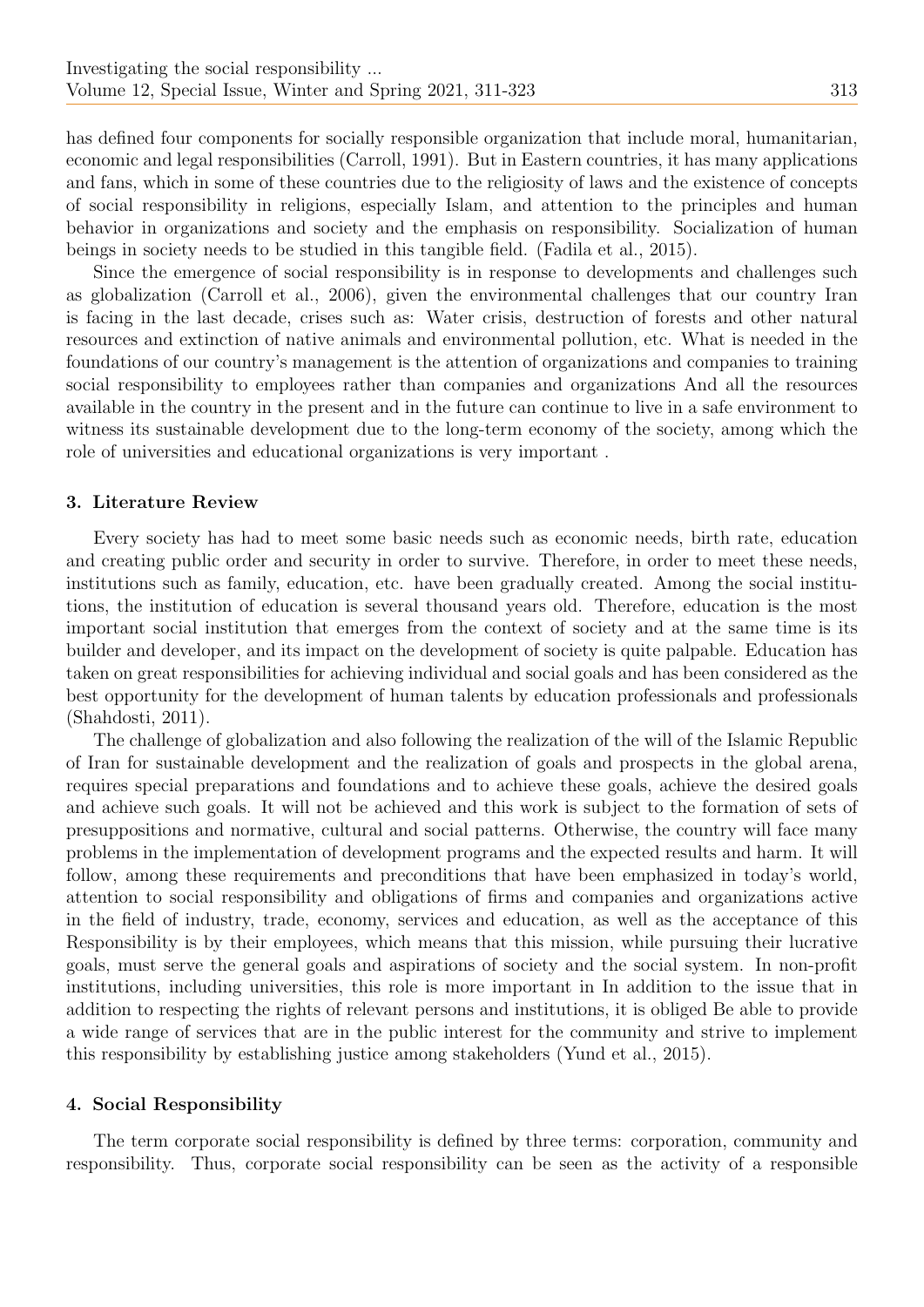has defined four components for socially responsible organization that include moral, humanitarian, economic and legal responsibilities (Carroll, 1991). But in Eastern countries, it has many applications and fans, which in some of these countries due to the religiosity of laws and the existence of concepts of social responsibility in religions, especially Islam, and attention to the principles and human behavior in organizations and society and the emphasis on responsibility. Socialization of human beings in society needs to be studied in this tangible field. (Fadila et al., 2015).

Since the emergence of social responsibility is in response to developments and challenges such as globalization (Carroll et al., 2006), given the environmental challenges that our country Iran is facing in the last decade, crises such as: Water crisis, destruction of forests and other natural resources and extinction of native animals and environmental pollution, etc. What is needed in the foundations of our country's management is the attention of organizations and companies to training social responsibility to employees rather than companies and organizations And all the resources available in the country in the present and in the future can continue to live in a safe environment to witness its sustainable development due to the long-term economy of the society, among which the role of universities and educational organizations is very important .

### 3. Literature Review

Every society has had to meet some basic needs such as economic needs, birth rate, education and creating public order and security in order to survive. Therefore, in order to meet these needs, institutions such as family, education, etc. have been gradually created. Among the social institutions, the institution of education is several thousand years old. Therefore, education is the most important social institution that emerges from the context of society and at the same time is its builder and developer, and its impact on the development of society is quite palpable. Education has taken on great responsibilities for achieving individual and social goals and has been considered as the best opportunity for the development of human talents by education professionals and professionals (Shahdosti, 2011).

The challenge of globalization and also following the realization of the will of the Islamic Republic of Iran for sustainable development and the realization of goals and prospects in the global arena, requires special preparations and foundations and to achieve these goals, achieve the desired goals and achieve such goals. It will not be achieved and this work is subject to the formation of sets of presuppositions and normative, cultural and social patterns. Otherwise, the country will face many problems in the implementation of development programs and the expected results and harm. It will follow, among these requirements and preconditions that have been emphasized in today's world, attention to social responsibility and obligations of firms and companies and organizations active in the field of industry, trade, economy, services and education, as well as the acceptance of this Responsibility is by their employees, which means that this mission, while pursuing their lucrative goals, must serve the general goals and aspirations of society and the social system. In non-profit institutions, including universities, this role is more important in In addition to the issue that in addition to respecting the rights of relevant persons and institutions, it is obliged Be able to provide a wide range of services that are in the public interest for the community and strive to implement this responsibility by establishing justice among stakeholders (Yund et al., 2015).

### 4. Social Responsibility

The term corporate social responsibility is defined by three terms: corporation, community and responsibility. Thus, corporate social responsibility can be seen as the activity of a responsible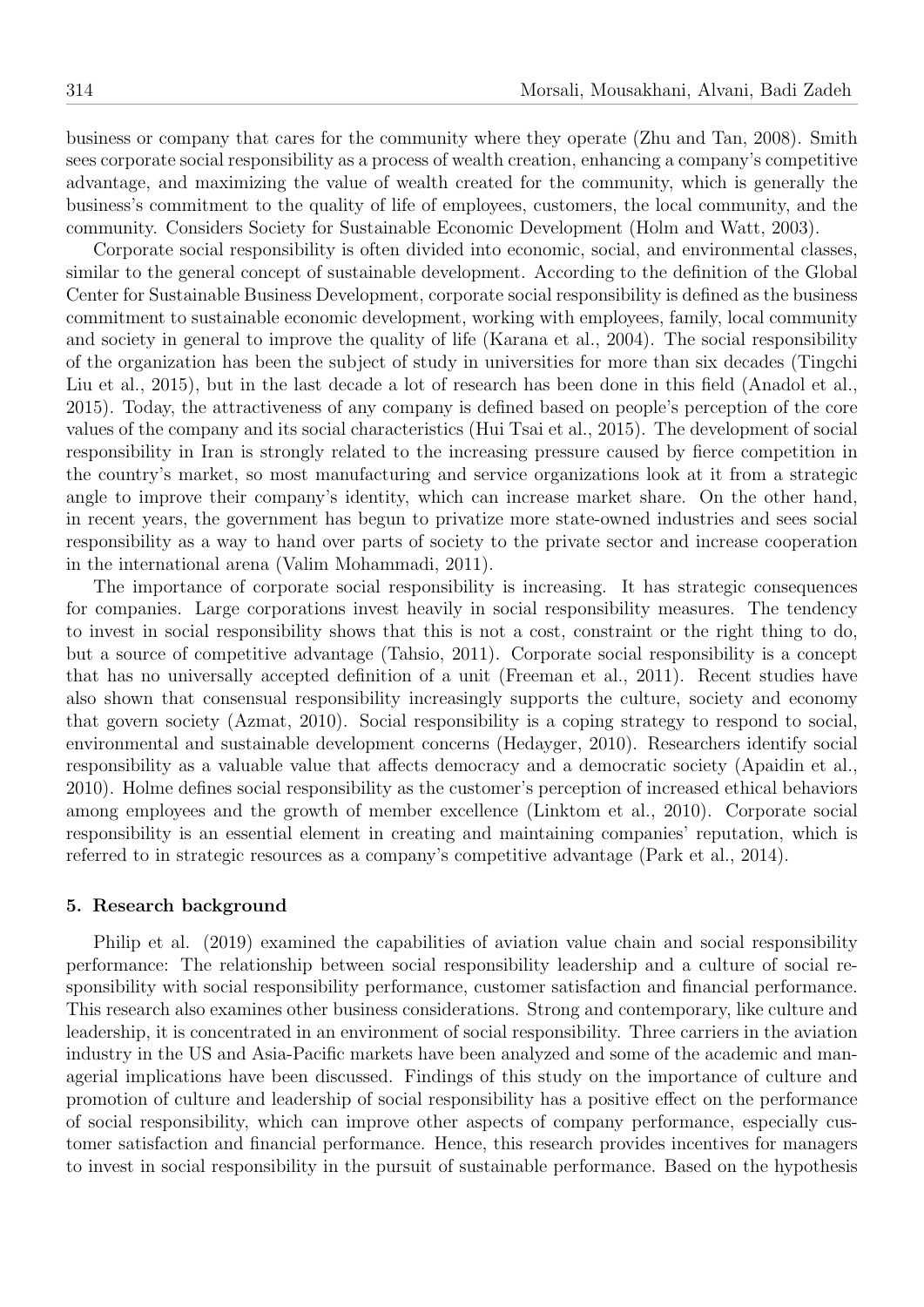business or company that cares for the community where they operate (Zhu and Tan, 2008). Smith sees corporate social responsibility as a process of wealth creation, enhancing a company's competitive advantage, and maximizing the value of wealth created for the community, which is generally the business's commitment to the quality of life of employees, customers, the local community, and the community. Considers Society for Sustainable Economic Development (Holm and Watt, 2003).

Corporate social responsibility is often divided into economic, social, and environmental classes, similar to the general concept of sustainable development. According to the definition of the Global Center for Sustainable Business Development, corporate social responsibility is defined as the business commitment to sustainable economic development, working with employees, family, local community and society in general to improve the quality of life (Karana et al., 2004). The social responsibility of the organization has been the subject of study in universities for more than six decades (Tingchi Liu et al., 2015), but in the last decade a lot of research has been done in this field (Anadol et al., 2015). Today, the attractiveness of any company is defined based on people's perception of the core values of the company and its social characteristics (Hui Tsai et al., 2015). The development of social responsibility in Iran is strongly related to the increasing pressure caused by fierce competition in the country's market, so most manufacturing and service organizations look at it from a strategic angle to improve their company's identity, which can increase market share. On the other hand, in recent years, the government has begun to privatize more state-owned industries and sees social responsibility as a way to hand over parts of society to the private sector and increase cooperation in the international arena (Valim Mohammadi, 2011).

The importance of corporate social responsibility is increasing. It has strategic consequences for companies. Large corporations invest heavily in social responsibility measures. The tendency to invest in social responsibility shows that this is not a cost, constraint or the right thing to do, but a source of competitive advantage (Tahsio, 2011). Corporate social responsibility is a concept that has no universally accepted definition of a unit (Freeman et al., 2011). Recent studies have also shown that consensual responsibility increasingly supports the culture, society and economy that govern society (Azmat, 2010). Social responsibility is a coping strategy to respond to social, environmental and sustainable development concerns (Hedayger, 2010). Researchers identify social responsibility as a valuable value that affects democracy and a democratic society (Apaidin et al., 2010). Holme defines social responsibility as the customer's perception of increased ethical behaviors among employees and the growth of member excellence (Linktom et al., 2010). Corporate social responsibility is an essential element in creating and maintaining companies' reputation, which is referred to in strategic resources as a company's competitive advantage (Park et al., 2014).

## 5. Research background

Philip et al. (2019) examined the capabilities of aviation value chain and social responsibility performance: The relationship between social responsibility leadership and a culture of social responsibility with social responsibility performance, customer satisfaction and financial performance. This research also examines other business considerations. Strong and contemporary, like culture and leadership, it is concentrated in an environment of social responsibility. Three carriers in the aviation industry in the US and Asia-Pacific markets have been analyzed and some of the academic and managerial implications have been discussed. Findings of this study on the importance of culture and promotion of culture and leadership of social responsibility has a positive effect on the performance of social responsibility, which can improve other aspects of company performance, especially customer satisfaction and financial performance. Hence, this research provides incentives for managers to invest in social responsibility in the pursuit of sustainable performance. Based on the hypothesis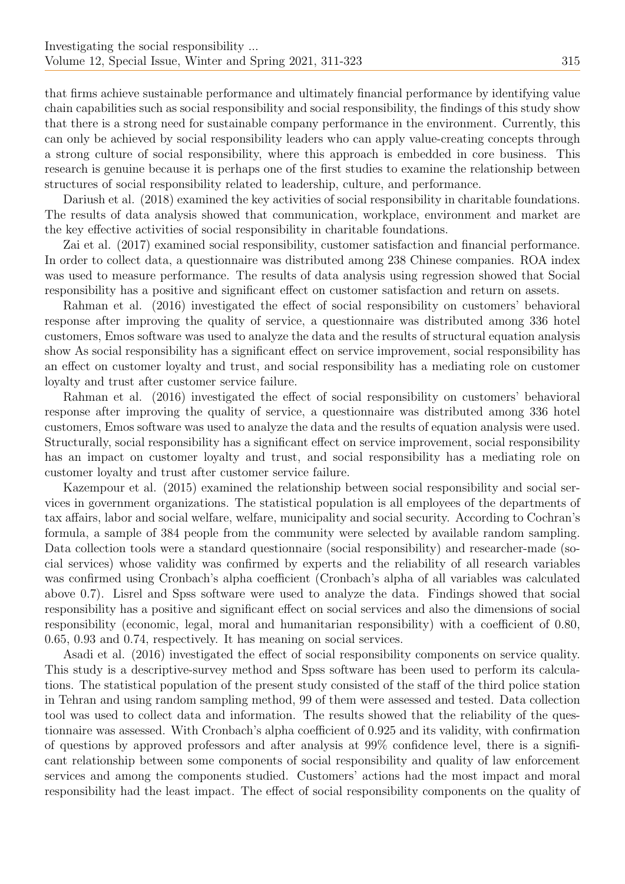that firms achieve sustainable performance and ultimately financial performance by identifying value chain capabilities such as social responsibility and social responsibility, the findings of this study show that there is a strong need for sustainable company performance in the environment. Currently, this can only be achieved by social responsibility leaders who can apply value-creating concepts through a strong culture of social responsibility, where this approach is embedded in core business. This research is genuine because it is perhaps one of the first studies to examine the relationship between structures of social responsibility related to leadership, culture, and performance.

Dariush et al. (2018) examined the key activities of social responsibility in charitable foundations. The results of data analysis showed that communication, workplace, environment and market are the key effective activities of social responsibility in charitable foundations.

Zai et al. (2017) examined social responsibility, customer satisfaction and financial performance. In order to collect data, a questionnaire was distributed among 238 Chinese companies. ROA index was used to measure performance. The results of data analysis using regression showed that Social responsibility has a positive and significant effect on customer satisfaction and return on assets.

Rahman et al. (2016) investigated the effect of social responsibility on customers' behavioral response after improving the quality of service, a questionnaire was distributed among 336 hotel customers, Emos software was used to analyze the data and the results of structural equation analysis show As social responsibility has a significant effect on service improvement, social responsibility has an effect on customer loyalty and trust, and social responsibility has a mediating role on customer loyalty and trust after customer service failure.

Rahman et al. (2016) investigated the effect of social responsibility on customers' behavioral response after improving the quality of service, a questionnaire was distributed among 336 hotel customers, Emos software was used to analyze the data and the results of equation analysis were used. Structurally, social responsibility has a significant effect on service improvement, social responsibility has an impact on customer loyalty and trust, and social responsibility has a mediating role on customer loyalty and trust after customer service failure.

Kazempour et al. (2015) examined the relationship between social responsibility and social services in government organizations. The statistical population is all employees of the departments of tax affairs, labor and social welfare, welfare, municipality and social security. According to Cochran's formula, a sample of 384 people from the community were selected by available random sampling. Data collection tools were a standard questionnaire (social responsibility) and researcher-made (social services) whose validity was confirmed by experts and the reliability of all research variables was confirmed using Cronbach's alpha coefficient (Cronbach's alpha of all variables was calculated above 0.7). Lisrel and Spss software were used to analyze the data. Findings showed that social responsibility has a positive and significant effect on social services and also the dimensions of social responsibility (economic, legal, moral and humanitarian responsibility) with a coefficient of 0.80, 0.65, 0.93 and 0.74, respectively. It has meaning on social services.

Asadi et al. (2016) investigated the effect of social responsibility components on service quality. This study is a descriptive-survey method and Spss software has been used to perform its calculations. The statistical population of the present study consisted of the staff of the third police station in Tehran and using random sampling method, 99 of them were assessed and tested. Data collection tool was used to collect data and information. The results showed that the reliability of the questionnaire was assessed. With Cronbach's alpha coefficient of 0.925 and its validity, with confirmation of questions by approved professors and after analysis at 99% confidence level, there is a significant relationship between some components of social responsibility and quality of law enforcement services and among the components studied. Customers' actions had the most impact and moral responsibility had the least impact. The effect of social responsibility components on the quality of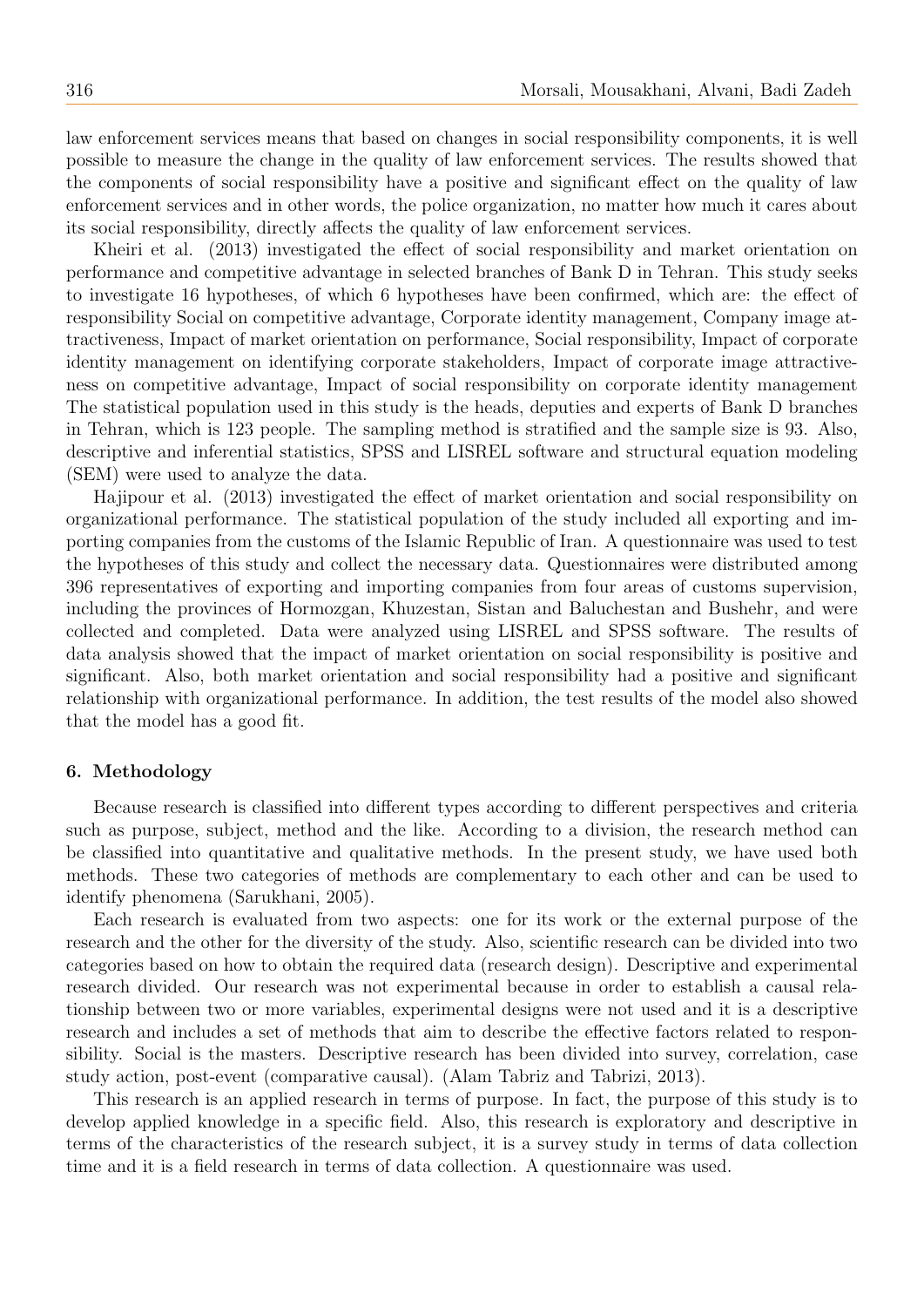law enforcement services means that based on changes in social responsibility components, it is well possible to measure the change in the quality of law enforcement services. The results showed that the components of social responsibility have a positive and significant effect on the quality of law enforcement services and in other words, the police organization, no matter how much it cares about its social responsibility, directly affects the quality of law enforcement services.

Kheiri et al. (2013) investigated the effect of social responsibility and market orientation on performance and competitive advantage in selected branches of Bank D in Tehran. This study seeks to investigate 16 hypotheses, of which 6 hypotheses have been confirmed, which are: the effect of responsibility Social on competitive advantage, Corporate identity management, Company image attractiveness, Impact of market orientation on performance, Social responsibility, Impact of corporate identity management on identifying corporate stakeholders, Impact of corporate image attractiveness on competitive advantage, Impact of social responsibility on corporate identity management The statistical population used in this study is the heads, deputies and experts of Bank D branches in Tehran, which is 123 people. The sampling method is stratified and the sample size is 93. Also, descriptive and inferential statistics, SPSS and LISREL software and structural equation modeling (SEM) were used to analyze the data.

Hajipour et al. (2013) investigated the effect of market orientation and social responsibility on organizational performance. The statistical population of the study included all exporting and importing companies from the customs of the Islamic Republic of Iran. A questionnaire was used to test the hypotheses of this study and collect the necessary data. Questionnaires were distributed among 396 representatives of exporting and importing companies from four areas of customs supervision, including the provinces of Hormozgan, Khuzestan, Sistan and Baluchestan and Bushehr, and were collected and completed. Data were analyzed using LISREL and SPSS software. The results of data analysis showed that the impact of market orientation on social responsibility is positive and significant. Also, both market orientation and social responsibility had a positive and significant relationship with organizational performance. In addition, the test results of the model also showed that the model has a good fit.

## 6. Methodology

Because research is classified into different types according to different perspectives and criteria such as purpose, subject, method and the like. According to a division, the research method can be classified into quantitative and qualitative methods. In the present study, we have used both methods. These two categories of methods are complementary to each other and can be used to identify phenomena (Sarukhani, 2005).

Each research is evaluated from two aspects: one for its work or the external purpose of the research and the other for the diversity of the study. Also, scientific research can be divided into two categories based on how to obtain the required data (research design). Descriptive and experimental research divided. Our research was not experimental because in order to establish a causal relationship between two or more variables, experimental designs were not used and it is a descriptive research and includes a set of methods that aim to describe the effective factors related to responsibility. Social is the masters. Descriptive research has been divided into survey, correlation, case study action, post-event (comparative causal). (Alam Tabriz and Tabrizi, 2013).

This research is an applied research in terms of purpose. In fact, the purpose of this study is to develop applied knowledge in a specific field. Also, this research is exploratory and descriptive in terms of the characteristics of the research subject, it is a survey study in terms of data collection time and it is a field research in terms of data collection. A questionnaire was used.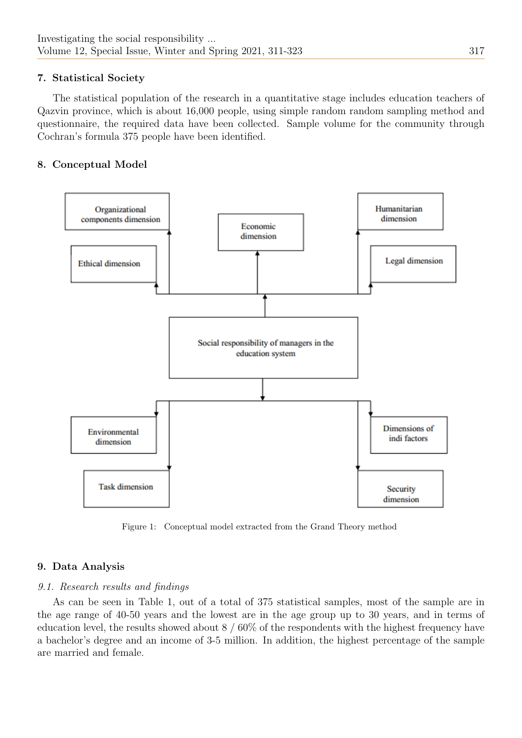## 7. Statistical Society

The statistical population of the research in a quantitative stage includes education teachers of Qazvin province, which is about 16,000 people, using simple random random sampling method and questionnaire, the required data have been collected. Sample volume for the community through Cochran's formula 375 people have been identified.

## 8. Conceptual Model

Organizational components dimension

Economic dimension

Humanitarian dimension

Ethical dimension

Legal dimension

Social responsibility of managers in the education system

Environmental dimension

Dimensions of indi factors

Task dimension

Security dimension

Figure 1: Conceptual model extracted from the Grand Theory method

## 9. Data Analysis

### *9.1. Research results and findings*

As can be seen in Table 1, out of a total of 375 statistical samples, most of the sample are in the age range of 40-50 years and the lowest are in the age group up to 30 years, and in terms of education level, the results showed about 8 / 60% of the respondents with the highest frequency have a bachelor's degree and an income of 3-5 million. In addition, the highest percentage of the sample are married and female.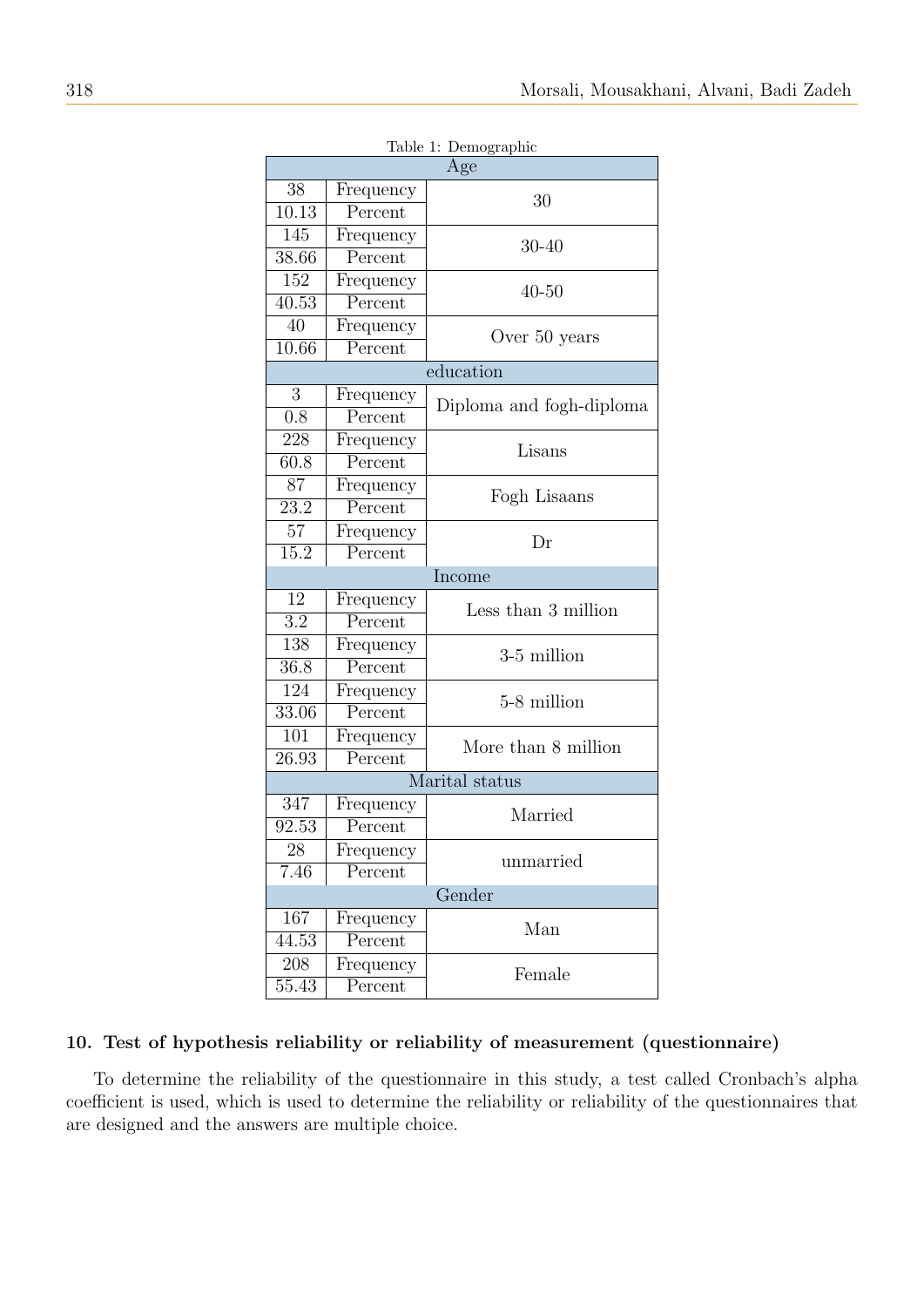Table 1: Demographic

| | | |
|---|---|---|
| **Age** | | |
| 38 | Frequency | 30 |
| 10.13 | Percent | |
| 145 | Frequency | 30-40 |
| 38.66 | Percent | |
| 152 | Frequency | 40-50 |
| 40.53 | Percent | |
| 40 | Frequency | Over 50 years |
| 10.66 | Percent | |
| **education** | | |
| 3 | Frequency | Diploma and fogh-diploma |
| 0.8 | Percent | |
| 228 | Frequency | Lisans |
| 60.8 | Percent | |
| 87 | Frequency | Fogh Lisaans |
| 23.2 | Percent | |
| 57 | Frequency | Dr |
| 15.2 | Percent | |
| **Income** | | |
| 12 | Frequency | Less than 3 million |
| 3.2 | Percent | |
| 138 | Frequency | 3-5 million |
| 36.8 | Percent | |
| 124 | Frequency | 5-8 million |
| 33.06 | Percent | |
| 101 | Frequency | More than 8 million |
| 26.93 | Percent | |
| **Marital status** | | |
| 347 | Frequency | Married |
| 92.53 | Percent | |
| 28 | Frequency | unmarried |
| 7.46 | Percent | |
| **Gender** | | |
| 167 | Frequency | Man |
| 44.53 | Percent | |
| 208 | Frequency | Female |
| 55.43 | Percent | |

## 10. Test of hypothesis reliability or reliability of measurement (questionnaire)

To determine the reliability of the questionnaire in this study, a test called Cronbach's alpha coefficient is used, which is used to determine the reliability or reliability of the questionnaires that are designed and the answers are multiple choice.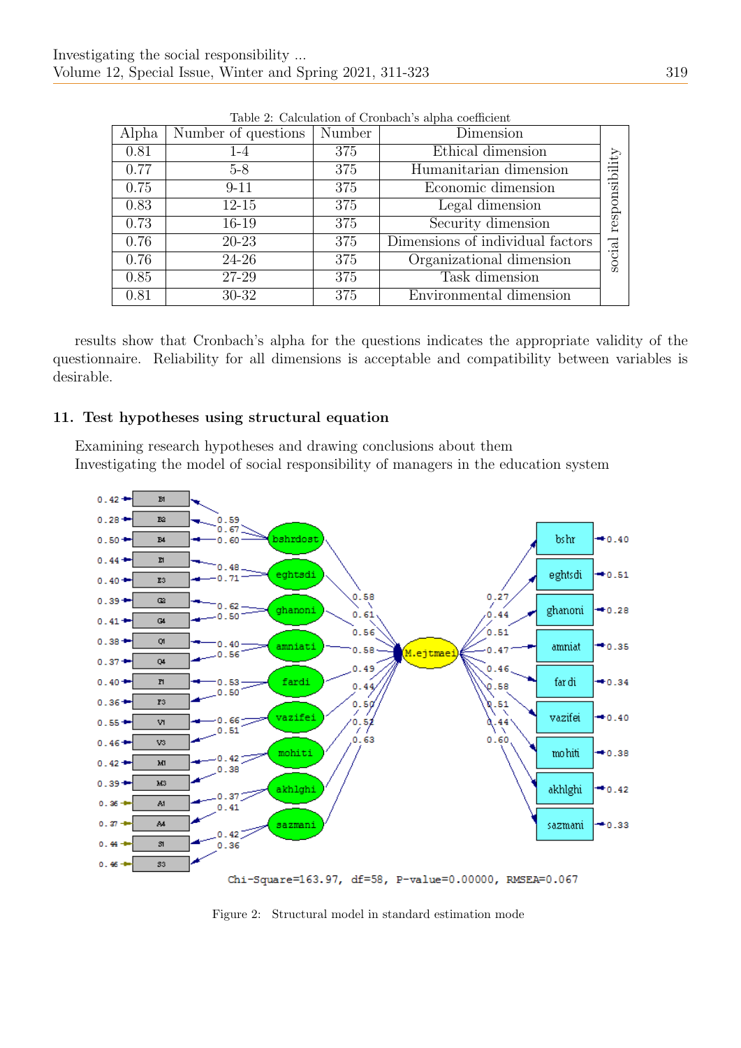Table 2: Calculation of Cronbach's alpha coefficient

| Alpha | Number of questions | Number | Dimension | |
|---|---|---|---|---|
| 0.81 | 1-4 | 375 | Ethical dimension | social responsibility |
| 0.77 | 5-8 | 375 | Humanitarian dimension | |
| 0.75 | 9-11 | 375 | Economic dimension | |
| 0.83 | 12-15 | 375 | Legal dimension | |
| 0.73 | 16-19 | 375 | Security dimension | |
| 0.76 | 20-23 | 375 | Dimensions of individual factors | |
| 0.76 | 24-26 | 375 | Organizational dimension | |
| 0.85 | 27-29 | 375 | Task dimension | |
| 0.81 | 30-32 | 375 | Environmental dimension | |

results show that Cronbach's alpha for the questions indicates the appropriate validity of the questionnaire. Reliability for all dimensions is acceptable and compatibility between variables is desirable.

## 11. Test hypotheses using structural equation

Examining research hypotheses and drawing conclusions about them
Investigating the model of social responsibility of managers in the education system

Chi-Square=163.97, df=58, P-value=0.00000, RMSEA=0.067

Figure 2: Structural model in standard estimation mode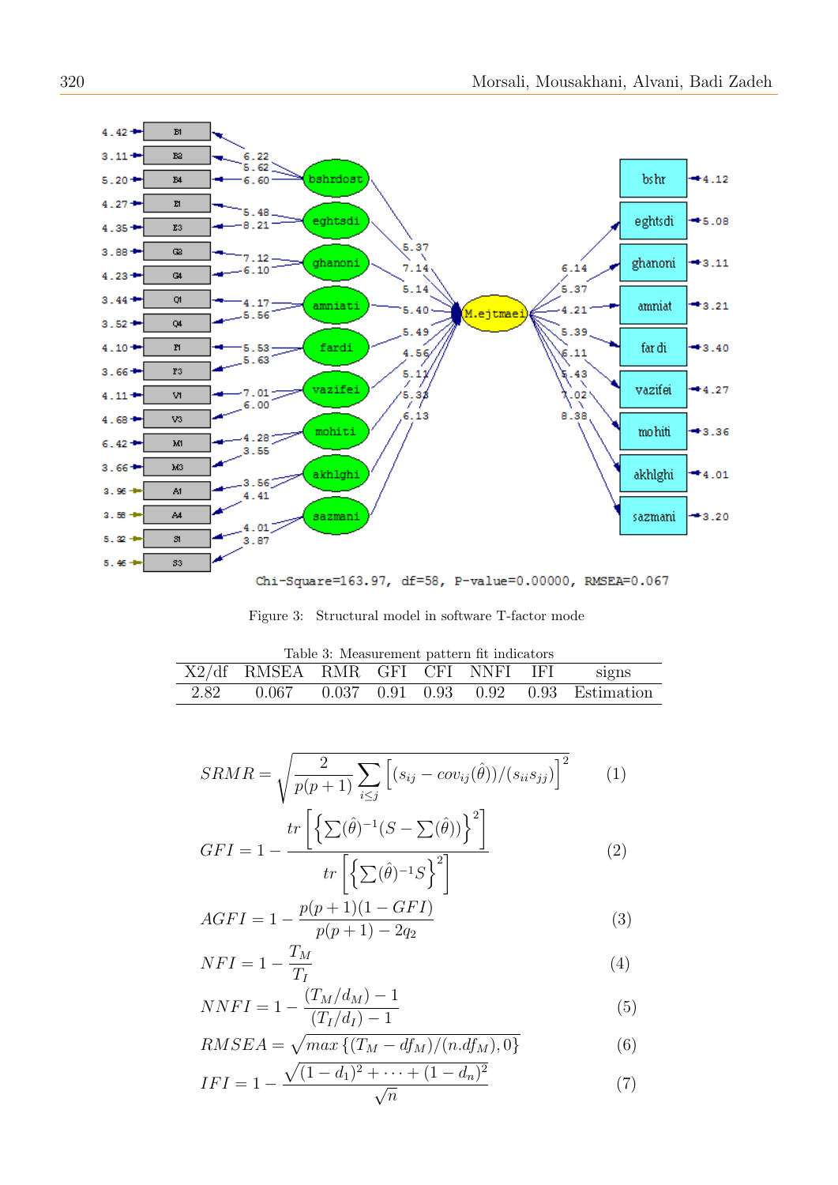Figure 3: Structural model in software T-factor mode

Table 3: Measurement pattern fit indicators

| X2/df | RMSEA | RMR | GFI | CFI | NNFI | IFI | signs |
|---|---|---|---|---|---|---|---|
| 2.82 | 0.067 | 0.037 | 0.91 | 0.93 | 0.92 | 0.93 | Estimation |

$$SRMR = \sqrt{\frac{2}{p(p+1)} \sum_{i \leq j} \left[ (s_{ij} - cov_{ij}(\hat{\theta}))/(s_{ii}s_{jj}) \right]^2} \tag{1}$$

$$GFI = 1 - \frac{tr\left[ \left\{ \sum(\hat{\theta})^{-1}(S - \sum(\hat{\theta})) \right\}^2 \right]}{tr\left[ \left\{ \sum(\hat{\theta})^{-1} S \right\}^2 \right]} \tag{2}$$

$$AGFI = 1 - \frac{p(p+1)(1-GFI)}{p(p+1) - 2q_2} \tag{3}$$

$$NFI = 1 - \frac{T_M}{T_I} \tag{4}$$

$$NNFI = 1 - \frac{(T_M/d_M) - 1}{(T_I/d_I) - 1} \tag{5}$$

$$RMSEA = \sqrt{max\left\{ (T_M - df_M)/(n.df_M), 0 \right\}} \tag{6}$$

$$IFI = 1 - \frac{\sqrt{(1-d_1)^2 + \cdots + (1-d_n)^2}}{\sqrt{n}} \tag{7}$$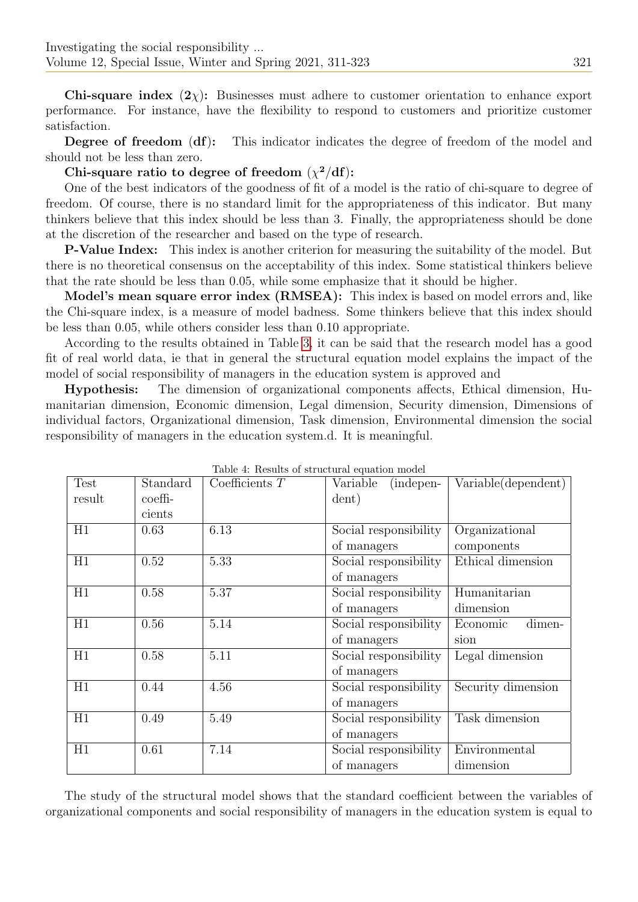**Chi-square index ($2\chi$):** Businesses must adhere to customer orientation to enhance export performance. For instance, have the flexibility to respond to customers and prioritize customer satisfaction.

**Degree of freedom (df):** This indicator indicates the degree of freedom of the model and should not be less than zero.

**Chi-square ratio to degree of freedom ($\chi^2$/df):**

One of the best indicators of the goodness of fit of a model is the ratio of chi-square to degree of freedom. Of course, there is no standard limit for the appropriateness of this indicator. But many thinkers believe that this index should be less than 3. Finally, the appropriateness should be done at the discretion of the researcher and based on the type of research.

**P-Value Index:** This index is another criterion for measuring the suitability of the model. But there is no theoretical consensus on the acceptability of this index. Some statistical thinkers believe that the rate should be less than 0.05, while some emphasize that it should be higher.

**Model's mean square error index (RMSEA):** This index is based on model errors and, like the Chi-square index, is a measure of model badness. Some thinkers believe that this index should be less than 0.05, while others consider less than 0.10 appropriate.

According to the results obtained in Table 3, it can be said that the research model has a good fit of real world data, ie that in general the structural equation model explains the impact of the model of social responsibility of managers in the education system is approved and

**Hypothesis:** The dimension of organizational components affects, Ethical dimension, Humanitarian dimension, Economic dimension, Legal dimension, Security dimension, Dimensions of individual factors, Organizational dimension, Task dimension, Environmental dimension the social responsibility of managers in the education system.d. It is meaningful.

Table 4: Results of structural equation model

| Test result | Standard coefficients | Coefficients $T$ | Variable (independent) | Variable(dependent) |
|---|---|---|---|---|
| H1 | 0.63 | 6.13 | Social responsibility of managers | Organizational components |
| H1 | 0.52 | 5.33 | Social responsibility of managers | Ethical dimension |
| H1 | 0.58 | 5.37 | Social responsibility of managers | Humanitarian dimension |
| H1 | 0.56 | 5.14 | Social responsibility of managers | Economic dimension |
| H1 | 0.58 | 5.11 | Social responsibility of managers | Legal dimension |
| H1 | 0.44 | 4.56 | Social responsibility of managers | Security dimension |
| H1 | 0.49 | 5.49 | Social responsibility of managers | Task dimension |
| H1 | 0.61 | 7.14 | Social responsibility of managers | Environmental dimension |

The study of the structural model shows that the standard coefficient between the variables of organizational components and social responsibility of managers in the education system is equal to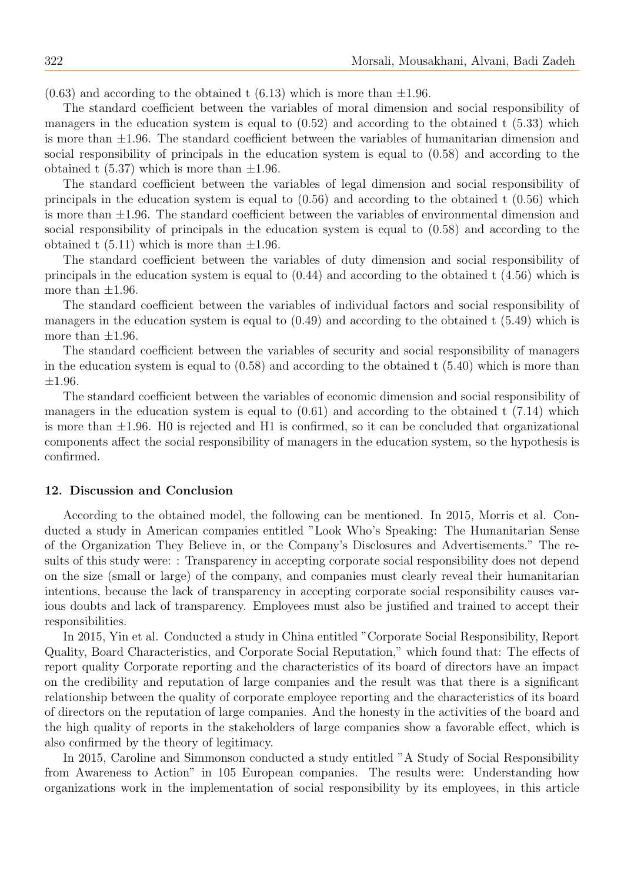(0.63) and according to the obtained t (6.13) which is more than ±1.96.

The standard coefficient between the variables of moral dimension and social responsibility of managers in the education system is equal to (0.52) and according to the obtained t (5.33) which is more than ±1.96. The standard coefficient between the variables of humanitarian dimension and social responsibility of principals in the education system is equal to (0.58) and according to the obtained t (5.37) which is more than ±1.96.

The standard coefficient between the variables of legal dimension and social responsibility of principals in the education system is equal to (0.56) and according to the obtained t (0.56) which is more than ±1.96. The standard coefficient between the variables of environmental dimension and social responsibility of principals in the education system is equal to (0.58) and according to the obtained t (5.11) which is more than ±1.96.

The standard coefficient between the variables of duty dimension and social responsibility of principals in the education system is equal to (0.44) and according to the obtained t (4.56) which is more than ±1.96.

The standard coefficient between the variables of individual factors and social responsibility of managers in the education system is equal to (0.49) and according to the obtained t (5.49) which is more than ±1.96.

The standard coefficient between the variables of security and social responsibility of managers in the education system is equal to (0.58) and according to the obtained t (5.40) which is more than ±1.96.

The standard coefficient between the variables of economic dimension and social responsibility of managers in the education system is equal to (0.61) and according to the obtained t (7.14) which is more than ±1.96. H0 is rejected and H1 is confirmed, so it can be concluded that organizational components affect the social responsibility of managers in the education system, so the hypothesis is confirmed.

## 12. Discussion and Conclusion

According to the obtained model, the following can be mentioned. In 2015, Morris et al. Conducted a study in American companies entitled "Look Who's Speaking: The Humanitarian Sense of the Organization They Believe in, or the Company's Disclosures and Advertisements." The results of this study were: : Transparency in accepting corporate social responsibility does not depend on the size (small or large) of the company, and companies must clearly reveal their humanitarian intentions, because the lack of transparency in accepting corporate social responsibility causes various doubts and lack of transparency. Employees must also be justified and trained to accept their responsibilities.

In 2015, Yin et al. Conducted a study in China entitled "Corporate Social Responsibility, Report Quality, Board Characteristics, and Corporate Social Reputation," which found that: The effects of report quality Corporate reporting and the characteristics of its board of directors have an impact on the credibility and reputation of large companies and the result was that there is a significant relationship between the quality of corporate employee reporting and the characteristics of its board of directors on the reputation of large companies. And the honesty in the activities of the board and the high quality of reports in the stakeholders of large companies show a favorable effect, which is also confirmed by the theory of legitimacy.

In 2015, Caroline and Simmonson conducted a study entitled "A Study of Social Responsibility from Awareness to Action" in 105 European companies. The results were: Understanding how organizations work in the implementation of social responsibility by its employees, in this article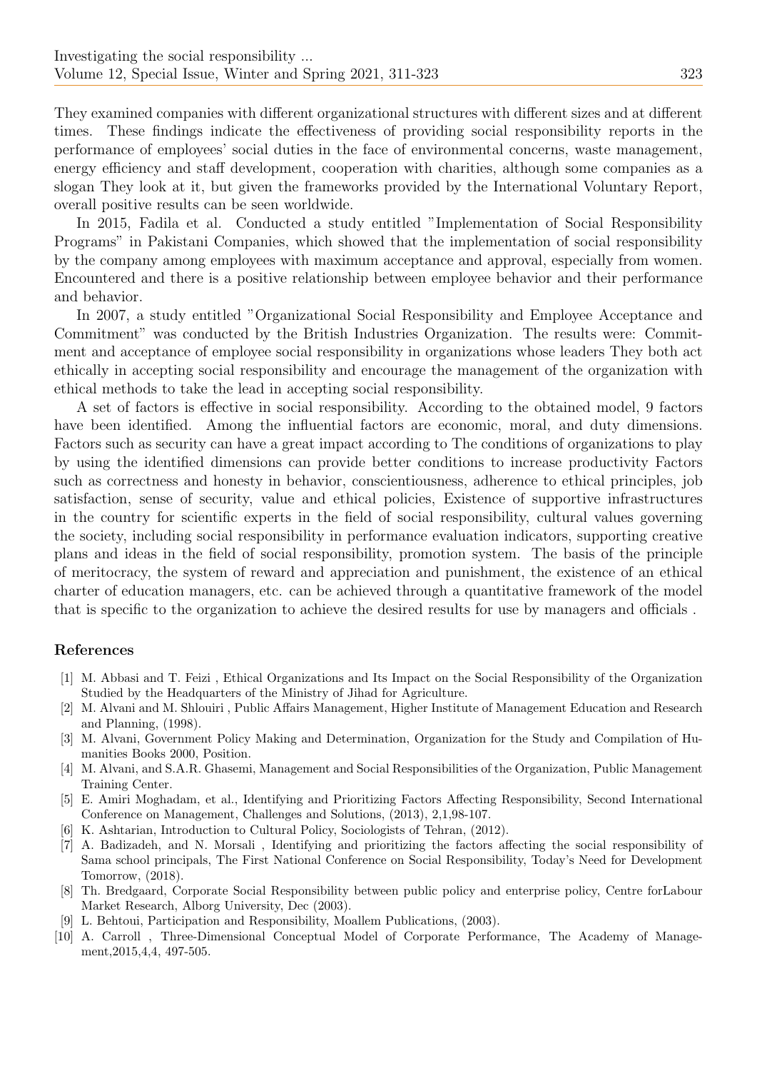They examined companies with different organizational structures with different sizes and at different times. These findings indicate the effectiveness of providing social responsibility reports in the performance of employees' social duties in the face of environmental concerns, waste management, energy efficiency and staff development, cooperation with charities, although some companies as a slogan They look at it, but given the frameworks provided by the International Voluntary Report, overall positive results can be seen worldwide.

In 2015, Fadila et al. Conducted a study entitled "Implementation of Social Responsibility Programs" in Pakistani Companies, which showed that the implementation of social responsibility by the company among employees with maximum acceptance and approval, especially from women. Encountered and there is a positive relationship between employee behavior and their performance and behavior.

In 2007, a study entitled "Organizational Social Responsibility and Employee Acceptance and Commitment" was conducted by the British Industries Organization. The results were: Commitment and acceptance of employee social responsibility in organizations whose leaders They both act ethically in accepting social responsibility and encourage the management of the organization with ethical methods to take the lead in accepting social responsibility.

A set of factors is effective in social responsibility. According to the obtained model, 9 factors have been identified. Among the influential factors are economic, moral, and duty dimensions. Factors such as security can have a great impact according to The conditions of organizations to play by using the identified dimensions can provide better conditions to increase productivity Factors such as correctness and honesty in behavior, conscientiousness, adherence to ethical principles, job satisfaction, sense of security, value and ethical policies, Existence of supportive infrastructures in the country for scientific experts in the field of social responsibility, cultural values governing the society, including social responsibility in performance evaluation indicators, supporting creative plans and ideas in the field of social responsibility, promotion system. The basis of the principle of meritocracy, the system of reward and appreciation and punishment, the existence of an ethical charter of education managers, etc. can be achieved through a quantitative framework of the model that is specific to the organization to achieve the desired results for use by managers and officials .

## References

[1] M. Abbasi and T. Feizi , Ethical Organizations and Its Impact on the Social Responsibility of the Organization Studied by the Headquarters of the Ministry of Jihad for Agriculture.

[2] M. Alvani and M. Shlouiri , Public Affairs Management, Higher Institute of Management Education and Research and Planning, (1998).

[3] M. Alvani, Government Policy Making and Determination, Organization for the Study and Compilation of Humanities Books 2000, Position.

[4] M. Alvani, and S.A.R. Ghasemi, Management and Social Responsibilities of the Organization, Public Management Training Center.

[5] E. Amiri Moghadam, et al., Identifying and Prioritizing Factors Affecting Responsibility, Second International Conference on Management, Challenges and Solutions, (2013), 2,1,98-107.

[6] K. Ashtarian, Introduction to Cultural Policy, Sociologists of Tehran, (2012).

[7] A. Badizadeh, and N. Morsali , Identifying and prioritizing the factors affecting the social responsibility of Sama school principals, The First National Conference on Social Responsibility, Today's Need for Development Tomorrow, (2018).

[8] Th. Bredgaard, Corporate Social Responsibility between public policy and enterprise policy, Centre forLabour Market Research, Alborg University, Dec (2003).

[9] L. Behtoui, Participation and Responsibility, Moallem Publications, (2003).

[10] A. Carroll , Three-Dimensional Conceptual Model of Corporate Performance, The Academy of Management,2015,4,4, 497-505.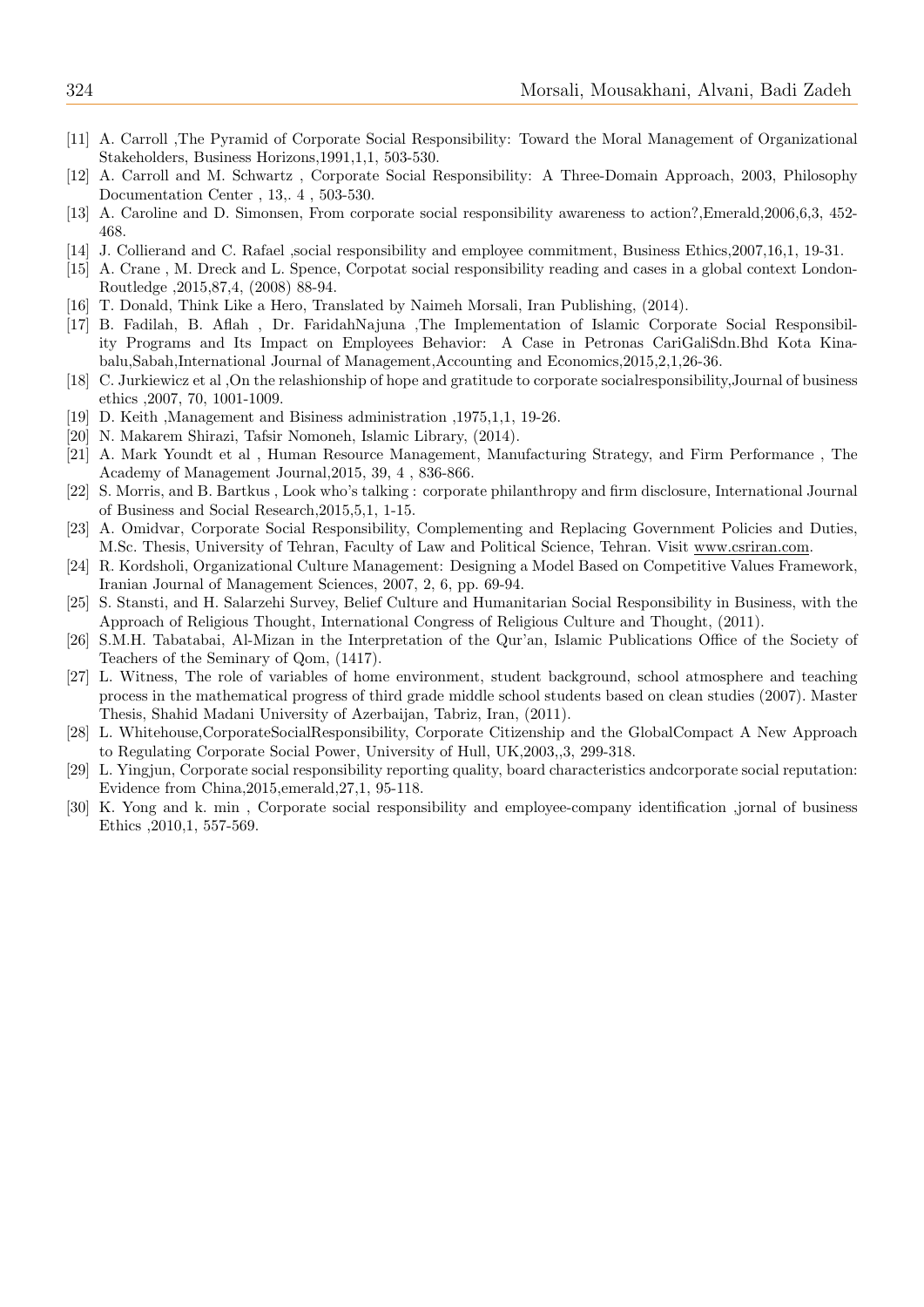[11] A. Carroll ,The Pyramid of Corporate Social Responsibility: Toward the Moral Management of Organizational Stakeholders, Business Horizons,1991,1,1, 503-530.

[12] A. Carroll and M. Schwartz , Corporate Social Responsibility: A Three-Domain Approach, 2003, Philosophy Documentation Center , 13,. 4 , 503-530.

[13] A. Caroline and D. Simonsen, From corporate social responsibility awareness to action?,Emerald,2006,6,3, 452-468.

[14] J. Collierand and C. Rafael ,social responsibility and employee commitment, Business Ethics,2007,16,1, 19-31.

[15] A. Crane , M. Dreck and L. Spence, Corpotat social responsibility reading and cases in a global context London-Routledge ,2015,87,4, (2008) 88-94.

[16] T. Donald, Think Like a Hero, Translated by Naimeh Morsali, Iran Publishing, (2014).

[17] B. Fadilah, B. Aflah , Dr. FaridahNajuna ,The Implementation of Islamic Corporate Social Responsibility Programs and Its Impact on Employees Behavior: A Case in Petronas CariGaliSdn.Bhd Kota Kinabalu,Sabah,International Journal of Management,Accounting and Economics,2015,2,1,26-36.

[18] C. Jurkiewicz et al ,On the relashionship of hope and gratitude to corporate socialresponsibility,Journal of business ethics ,2007, 70, 1001-1009.

[19] D. Keith ,Management and Bisiness administration ,1975,1,1, 19-26.

[20] N. Makarem Shirazi, Tafsir Nomoneh, Islamic Library, (2014).

[21] A. Mark Youndt et al , Human Resource Management, Manufacturing Strategy, and Firm Performance , The Academy of Management Journal,2015, 39, 4 , 836-866.

[22] S. Morris, and B. Bartkus , Look who's talking : corporate philanthropy and firm disclosure, International Journal of Business and Social Research,2015,5,1, 1-15.

[23] A. Omidvar, Corporate Social Responsibility, Complementing and Replacing Government Policies and Duties, M.Sc. Thesis, University of Tehran, Faculty of Law and Political Science, Tehran. Visit www.csriran.com.

[24] R. Kordsholi, Organizational Culture Management: Designing a Model Based on Competitive Values Framework, Iranian Journal of Management Sciences, 2007, 2, 6, pp. 69-94.

[25] S. Stansti, and H. Salarzehi Survey, Belief Culture and Humanitarian Social Responsibility in Business, with the Approach of Religious Thought, International Congress of Religious Culture and Thought, (2011).

[26] S.M.H. Tabatabai, Al-Mizan in the Interpretation of the Qur'an, Islamic Publications Office of the Society of Teachers of the Seminary of Qom, (1417).

[27] L. Witness, The role of variables of home environment, student background, school atmosphere and teaching process in the mathematical progress of third grade middle school students based on clean studies (2007). Master Thesis, Shahid Madani University of Azerbaijan, Tabriz, Iran, (2011).

[28] L. Whitehouse,CorporateSocialResponsibility, Corporate Citizenship and the GlobalCompact A New Approach to Regulating Corporate Social Power, University of Hull, UK,2003,,3, 299-318.

[29] L. Yingjun, Corporate social responsibility reporting quality, board characteristics andcorporate social reputation: Evidence from China,2015,emerald,27,1, 95-118.

[30] K. Yong and k. min , Corporate social responsibility and employee-company identification ,jornal of business Ethics ,2010,1, 557-569.